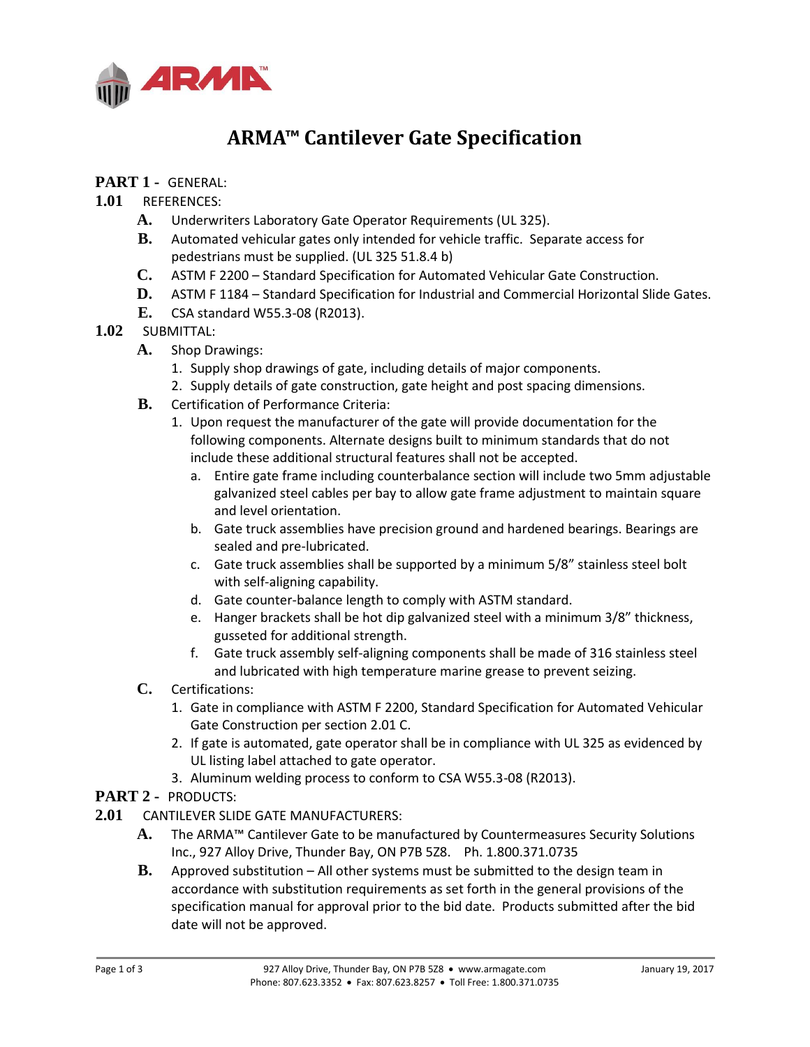# ARMA™ Cantilever Gate Specification

## PART 1 - GENERAL:

### 1.01 REFERENCES:

- **A.** Underwriters Laboratory Gate Operator Requirements (UL 325).
- **B.** Automated vehicular gates only intended for vehicle traffic. Separate access for pedestrians must be supplied. (UL 325 51.8.4 b)
- **C.** ASTM F 2200 – Standard Specification for Automated Vehicular Gate Construction.
- **D.** ASTM F 1184 – Standard Specification for Industrial and Commercial Horizontal Slide Gates.
- **E.** CSA standard W55.3-08 (R2013).

### 1.02 SUBMITTAL:

- **A.** Shop Drawings:
  1. Supply shop drawings of gate, including details of major components.
  2. Supply details of gate construction, gate height and post spacing dimensions.
- **B.** Certification of Performance Criteria:
  1. Upon request the manufacturer of the gate will provide documentation for the following components. Alternate designs built to minimum standards that do not include these additional structural features shall not be accepted.
     - a. Entire gate frame including counterbalance section will include two 5mm adjustable galvanized steel cables per bay to allow gate frame adjustment to maintain square and level orientation.
     - b. Gate truck assemblies have precision ground and hardened bearings. Bearings are sealed and pre-lubricated.
     - c. Gate truck assemblies shall be supported by a minimum 5/8" stainless steel bolt with self-aligning capability.
     - d. Gate counter-balance length to comply with ASTM standard.
     - e. Hanger brackets shall be hot dip galvanized steel with a minimum 3/8" thickness, gusseted for additional strength.
     - f. Gate truck assembly self-aligning components shall be made of 316 stainless steel and lubricated with high temperature marine grease to prevent seizing.
- **C.** Certifications:
  1. Gate in compliance with ASTM F 2200, Standard Specification for Automated Vehicular Gate Construction per section 2.01 C.
  2. If gate is automated, gate operator shall be in compliance with UL 325 as evidenced by UL listing label attached to gate operator.
  3. Aluminum welding process to conform to CSA W55.3-08 (R2013).

## PART 2 - PRODUCTS:

### 2.01 CANTILEVER SLIDE GATE MANUFACTURERS:

- **A.** The ARMA™ Cantilever Gate to be manufactured by Countermeasures Security Solutions Inc., 927 Alloy Drive, Thunder Bay, ON P7B 5Z8. Ph. 1.800.371.0735
- **B.** Approved substitution – All other systems must be submitted to the design team in accordance with substitution requirements as set forth in the general provisions of the specification manual for approval prior to the bid date. Products submitted after the bid date will not be approved.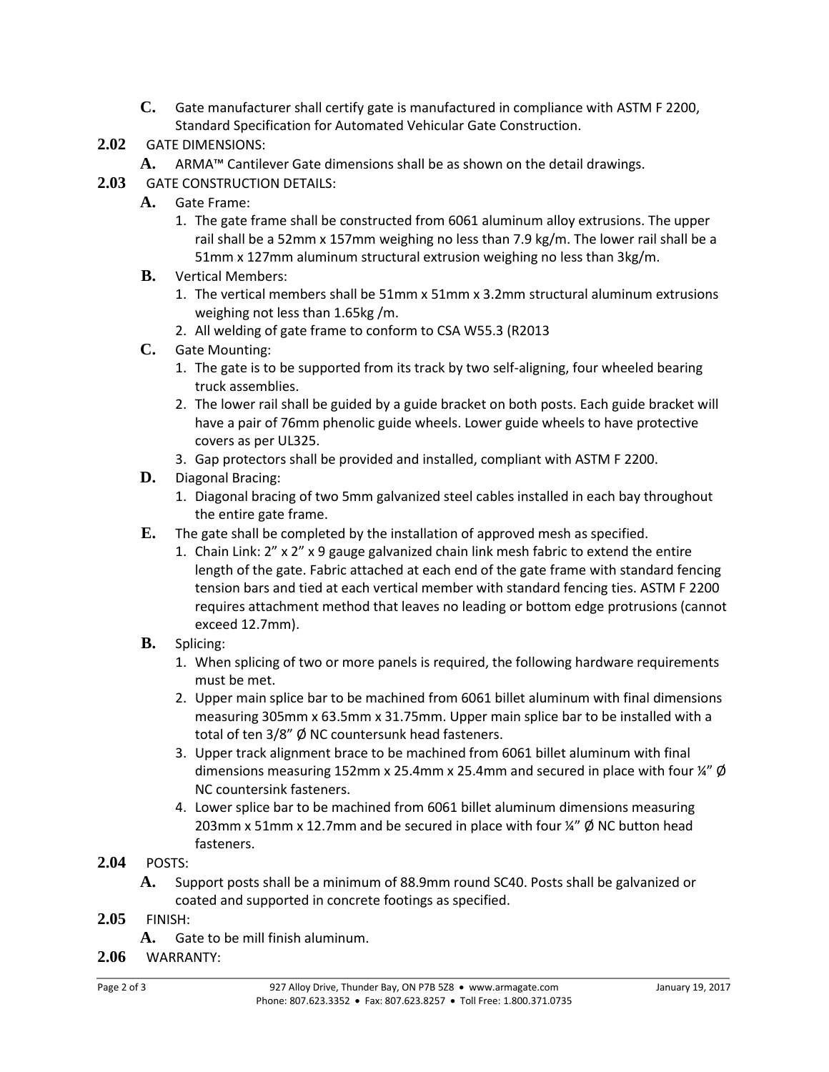**C.** Gate manufacturer shall certify gate is manufactured in compliance with ASTM F 2200, Standard Specification for Automated Vehicular Gate Construction.

**2.02** GATE DIMENSIONS:

**A.** ARMA™ Cantilever Gate dimensions shall be as shown on the detail drawings.

**2.03** GATE CONSTRUCTION DETAILS:

**A.** Gate Frame:

1. The gate frame shall be constructed from 6061 aluminum alloy extrusions. The upper rail shall be a 52mm x 157mm weighing no less than 7.9 kg/m. The lower rail shall be a 51mm x 127mm aluminum structural extrusion weighing no less than 3kg/m.

**B.** Vertical Members:

1. The vertical members shall be 51mm x 51mm x 3.2mm structural aluminum extrusions weighing not less than 1.65kg /m.
2. All welding of gate frame to conform to CSA W55.3 (R2013

**C.** Gate Mounting:

1. The gate is to be supported from its track by two self-aligning, four wheeled bearing truck assemblies.
2. The lower rail shall be guided by a guide bracket on both posts. Each guide bracket will have a pair of 76mm phenolic guide wheels. Lower guide wheels to have protective covers as per UL325.
3. Gap protectors shall be provided and installed, compliant with ASTM F 2200.

**D.** Diagonal Bracing:

1. Diagonal bracing of two 5mm galvanized steel cables installed in each bay throughout the entire gate frame.

**E.** The gate shall be completed by the installation of approved mesh as specified.

1. Chain Link: 2" x 2" x 9 gauge galvanized chain link mesh fabric to extend the entire length of the gate. Fabric attached at each end of the gate frame with standard fencing tension bars and tied at each vertical member with standard fencing ties. ASTM F 2200 requires attachment method that leaves no leading or bottom edge protrusions (cannot exceed 12.7mm).

**B.** Splicing:

1. When splicing of two or more panels is required, the following hardware requirements must be met.
2. Upper main splice bar to be machined from 6061 billet aluminum with final dimensions measuring 305mm x 63.5mm x 31.75mm. Upper main splice bar to be installed with a total of ten 3/8" Ø NC countersunk head fasteners.
3. Upper track alignment brace to be machined from 6061 billet aluminum with final dimensions measuring 152mm x 25.4mm x 25.4mm and secured in place with four ¼" Ø NC countersink fasteners.
4. Lower splice bar to be machined from 6061 billet aluminum dimensions measuring 203mm x 51mm x 12.7mm and be secured in place with four ¼" Ø NC button head fasteners.

**2.04** POSTS:

**A.** Support posts shall be a minimum of 88.9mm round SC40. Posts shall be galvanized or coated and supported in concrete footings as specified.

**2.05** FINISH:

**A.** Gate to be mill finish aluminum.

**2.06** WARRANTY: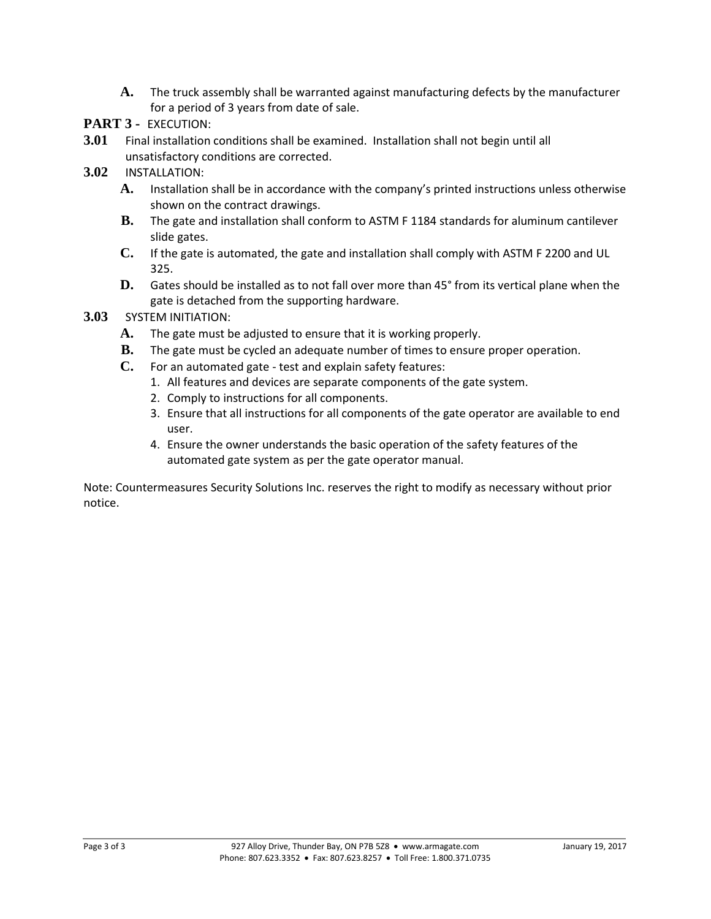**A.** The truck assembly shall be warranted against manufacturing defects by the manufacturer for a period of 3 years from date of sale.

## PART 3 - EXECUTION:

**3.01** Final installation conditions shall be examined. Installation shall not begin until all unsatisfactory conditions are corrected.

**3.02** INSTALLATION:

**A.** Installation shall be in accordance with the company's printed instructions unless otherwise shown on the contract drawings.

**B.** The gate and installation shall conform to ASTM F 1184 standards for aluminum cantilever slide gates.

**C.** If the gate is automated, the gate and installation shall comply with ASTM F 2200 and UL 325.

**D.** Gates should be installed as to not fall over more than 45° from its vertical plane when the gate is detached from the supporting hardware.

**3.03** SYSTEM INITIATION:

**A.** The gate must be adjusted to ensure that it is working properly.

**B.** The gate must be cycled an adequate number of times to ensure proper operation.

**C.** For an automated gate - test and explain safety features:

1. All features and devices are separate components of the gate system.
2. Comply to instructions for all components.
3. Ensure that all instructions for all components of the gate operator are available to end user.
4. Ensure the owner understands the basic operation of the safety features of the automated gate system as per the gate operator manual.

Note: Countermeasures Security Solutions Inc. reserves the right to modify as necessary without prior notice.